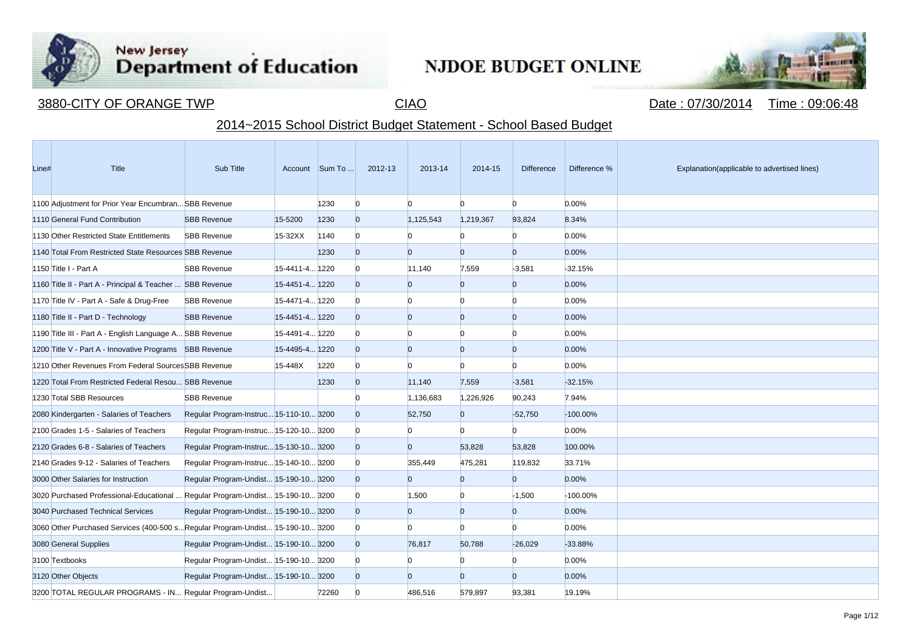New Jersey Department of Education

NJDOE BUDGET ONLINE

3880-CITY OF ORANGE TWP    CIAO    Date : 07/30/2014    Time : 09:06:48

## 2014~2015 School District Budget Statement - School Based Budget

| Line# | Title | Sub Title | Account | Sum To ... | 2012-13 | 2013-14 | 2014-15 | Difference | Difference % | Explanation(applicable to advertised lines) |
|---|---|---|---|---|---|---|---|---|---|---|
| 1100 | Adjustment for Prior Year Encumbran... | SBB Revenue | | 1230 | 0 | 0 | 0 | 0 | 0.00% | |
| 1110 | General Fund Contribution | SBB Revenue | 15-5200 | 1230 | 0 | 1,125,543 | 1,219,367 | 93,824 | 8.34% | |
| 1130 | Other Restricted State Entitlements | SBB Revenue | 15-32XX | 1140 | 0 | 0 | 0 | 0 | 0.00% | |
| 1140 | Total From Restricted State Resources | SBB Revenue | | 1230 | 0 | 0 | 0 | 0 | 0.00% | |
| 1150 | Title I - Part A | SBB Revenue | 15-4411-4... | 1220 | 0 | 11,140 | 7,559 | -3,581 | -32.15% | |
| 1160 | Title II - Part A - Principal & Teacher ... | SBB Revenue | 15-4451-4... | 1220 | 0 | 0 | 0 | 0 | 0.00% | |
| 1170 | Title IV - Part A - Safe & Drug-Free | SBB Revenue | 15-4471-4... | 1220 | 0 | 0 | 0 | 0 | 0.00% | |
| 1180 | Title II - Part D - Technology | SBB Revenue | 15-4451-4... | 1220 | 0 | 0 | 0 | 0 | 0.00% | |
| 1190 | Title III - Part A - English Language A... | SBB Revenue | 15-4491-4... | 1220 | 0 | 0 | 0 | 0 | 0.00% | |
| 1200 | Title V - Part A - Innovative Programs | SBB Revenue | 15-4495-4... | 1220 | 0 | 0 | 0 | 0 | 0.00% | |
| 1210 | Other Revenues From Federal Sources | SBB Revenue | 15-448X | 1220 | 0 | 0 | 0 | 0 | 0.00% | |
| 1220 | Total From Restricted Federal Resou... | SBB Revenue | | 1230 | 0 | 11,140 | 7,559 | -3,581 | -32.15% | |
| 1230 | Total SBB Resources | SBB Revenue | | | 0 | 1,136,683 | 1,226,926 | 90,243 | 7.94% | |
| 2080 | Kindergarten - Salaries of Teachers | Regular Program-Instruc... | 15-110-10... | 3200 | 0 | 52,750 | 0 | -52,750 | -100.00% | |
| 2100 | Grades 1-5 - Salaries of Teachers | Regular Program-Instruc... | 15-120-10... | 3200 | 0 | 0 | 0 | 0 | 0.00% | |
| 2120 | Grades 6-8 - Salaries of Teachers | Regular Program-Instruc... | 15-130-10... | 3200 | 0 | 0 | 53,828 | 53,828 | 100.00% | |
| 2140 | Grades 9-12 - Salaries of Teachers | Regular Program-Instruc... | 15-140-10... | 3200 | 0 | 355,449 | 475,281 | 119,832 | 33.71% | |
| 3000 | Other Salaries for Instruction | Regular Program-Undist... | 15-190-10... | 3200 | 0 | 0 | 0 | 0 | 0.00% | |
| 3020 | Purchased Professional-Educational ... | Regular Program-Undist... | 15-190-10... | 3200 | 0 | 1,500 | 0 | -1,500 | -100.00% | |
| 3040 | Purchased Technical Services | Regular Program-Undist... | 15-190-10... | 3200 | 0 | 0 | 0 | 0 | 0.00% | |
| 3060 | Other Purchased Services (400-500 s... | Regular Program-Undist... | 15-190-10... | 3200 | 0 | 0 | 0 | 0 | 0.00% | |
| 3080 | General Supplies | Regular Program-Undist... | 15-190-10... | 3200 | 0 | 76,817 | 50,788 | -26,029 | -33.88% | |
| 3100 | Textbooks | Regular Program-Undist... | 15-190-10... | 3200 | 0 | 0 | 0 | 0 | 0.00% | |
| 3120 | Other Objects | Regular Program-Undist... | 15-190-10... | 3200 | 0 | 0 | 0 | 0 | 0.00% | |
| 3200 | TOTAL REGULAR PROGRAMS - IN... | Regular Program-Undist... | | 72260 | 0 | 486,516 | 579,897 | 93,381 | 19.19% | |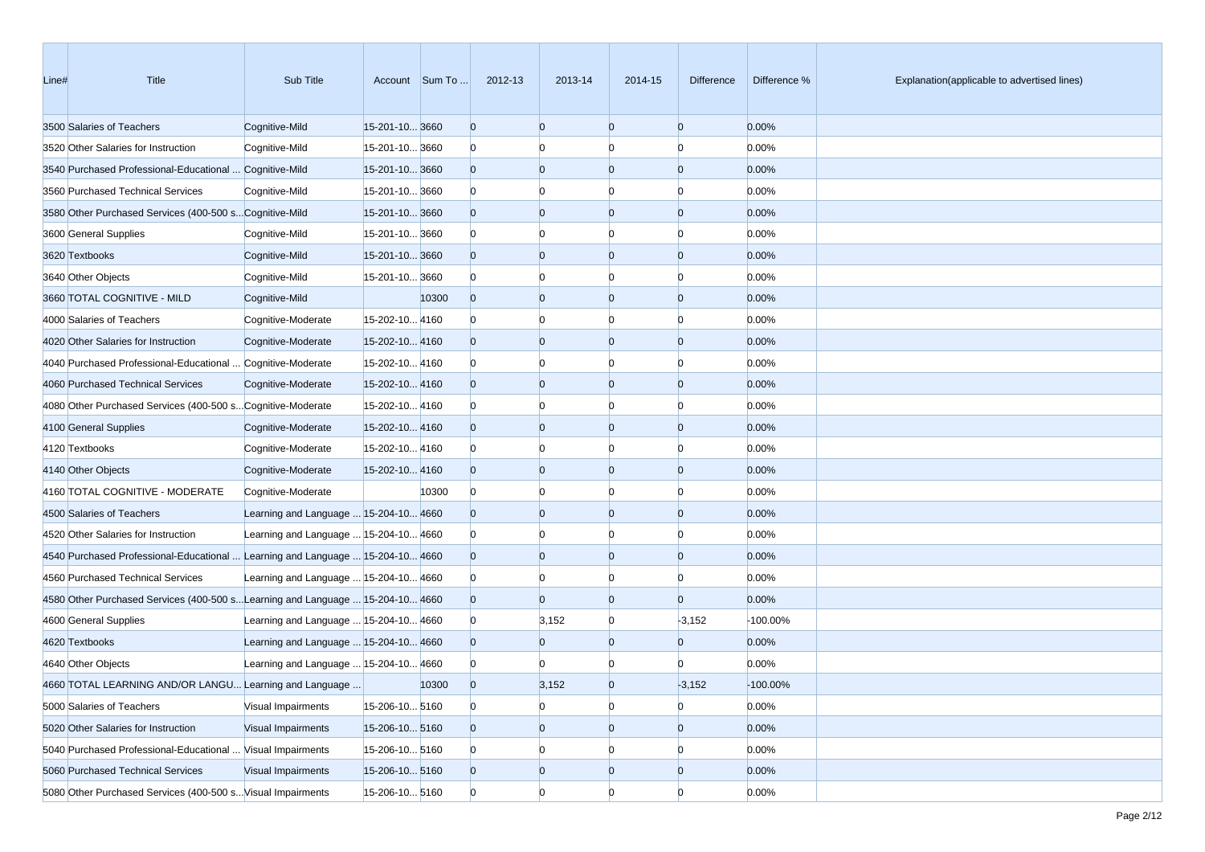| Line# | Title | Sub Title | Account | Sum To ... | 2012-13 | 2013-14 | 2014-15 | Difference | Difference % | Explanation(applicable to advertised lines) |
|---|---|---|---|---|---|---|---|---|---|---|
| 3500 | Salaries of Teachers | Cognitive-Mild | 15-201-10... | 3660 | 0 | 0 | 0 | 0 | 0.00% | |
| 3520 | Other Salaries for Instruction | Cognitive-Mild | 15-201-10... | 3660 | 0 | 0 | 0 | 0 | 0.00% | |
| 3540 | Purchased Professional-Educational ... | Cognitive-Mild | 15-201-10... | 3660 | 0 | 0 | 0 | 0 | 0.00% | |
| 3560 | Purchased Technical Services | Cognitive-Mild | 15-201-10... | 3660 | 0 | 0 | 0 | 0 | 0.00% | |
| 3580 | Other Purchased Services (400-500 s... | Cognitive-Mild | 15-201-10... | 3660 | 0 | 0 | 0 | 0 | 0.00% | |
| 3600 | General Supplies | Cognitive-Mild | 15-201-10... | 3660 | 0 | 0 | 0 | 0 | 0.00% | |
| 3620 | Textbooks | Cognitive-Mild | 15-201-10... | 3660 | 0 | 0 | 0 | 0 | 0.00% | |
| 3640 | Other Objects | Cognitive-Mild | 15-201-10... | 3660 | 0 | 0 | 0 | 0 | 0.00% | |
| 3660 | TOTAL COGNITIVE - MILD | Cognitive-Mild | | 10300 | 0 | 0 | 0 | 0 | 0.00% | |
| 4000 | Salaries of Teachers | Cognitive-Moderate | 15-202-10... | 4160 | 0 | 0 | 0 | 0 | 0.00% | |
| 4020 | Other Salaries for Instruction | Cognitive-Moderate | 15-202-10... | 4160 | 0 | 0 | 0 | 0 | 0.00% | |
| 4040 | Purchased Professional-Educational ... | Cognitive-Moderate | 15-202-10... | 4160 | 0 | 0 | 0 | 0 | 0.00% | |
| 4060 | Purchased Technical Services | Cognitive-Moderate | 15-202-10... | 4160 | 0 | 0 | 0 | 0 | 0.00% | |
| 4080 | Other Purchased Services (400-500 s... | Cognitive-Moderate | 15-202-10... | 4160 | 0 | 0 | 0 | 0 | 0.00% | |
| 4100 | General Supplies | Cognitive-Moderate | 15-202-10... | 4160 | 0 | 0 | 0 | 0 | 0.00% | |
| 4120 | Textbooks | Cognitive-Moderate | 15-202-10... | 4160 | 0 | 0 | 0 | 0 | 0.00% | |
| 4140 | Other Objects | Cognitive-Moderate | 15-202-10... | 4160 | 0 | 0 | 0 | 0 | 0.00% | |
| 4160 | TOTAL COGNITIVE - MODERATE | Cognitive-Moderate | | 10300 | 0 | 0 | 0 | 0 | 0.00% | |
| 4500 | Salaries of Teachers | Learning and Language ... | 15-204-10... | 4660 | 0 | 0 | 0 | 0 | 0.00% | |
| 4520 | Other Salaries for Instruction | Learning and Language ... | 15-204-10... | 4660 | 0 | 0 | 0 | 0 | 0.00% | |
| 4540 | Purchased Professional-Educational ... | Learning and Language ... | 15-204-10... | 4660 | 0 | 0 | 0 | 0 | 0.00% | |
| 4560 | Purchased Technical Services | Learning and Language ... | 15-204-10... | 4660 | 0 | 0 | 0 | 0 | 0.00% | |
| 4580 | Other Purchased Services (400-500 s... | Learning and Language ... | 15-204-10... | 4660 | 0 | 0 | 0 | 0 | 0.00% | |
| 4600 | General Supplies | Learning and Language ... | 15-204-10... | 4660 | 0 | 3,152 | 0 | -3,152 | -100.00% | |
| 4620 | Textbooks | Learning and Language ... | 15-204-10... | 4660 | 0 | 0 | 0 | 0 | 0.00% | |
| 4640 | Other Objects | Learning and Language ... | 15-204-10... | 4660 | 0 | 0 | 0 | 0 | 0.00% | |
| 4660 | TOTAL LEARNING AND/OR LANGU... | Learning and Language ... | | 10300 | 0 | 3,152 | 0 | -3,152 | -100.00% | |
| 5000 | Salaries of Teachers | Visual Impairments | 15-206-10... | 5160 | 0 | 0 | 0 | 0 | 0.00% | |
| 5020 | Other Salaries for Instruction | Visual Impairments | 15-206-10... | 5160 | 0 | 0 | 0 | 0 | 0.00% | |
| 5040 | Purchased Professional-Educational ... | Visual Impairments | 15-206-10... | 5160 | 0 | 0 | 0 | 0 | 0.00% | |
| 5060 | Purchased Technical Services | Visual Impairments | 15-206-10... | 5160 | 0 | 0 | 0 | 0 | 0.00% | |
| 5080 | Other Purchased Services (400-500 s... | Visual Impairments | 15-206-10... | 5160 | 0 | 0 | 0 | 0 | 0.00% | |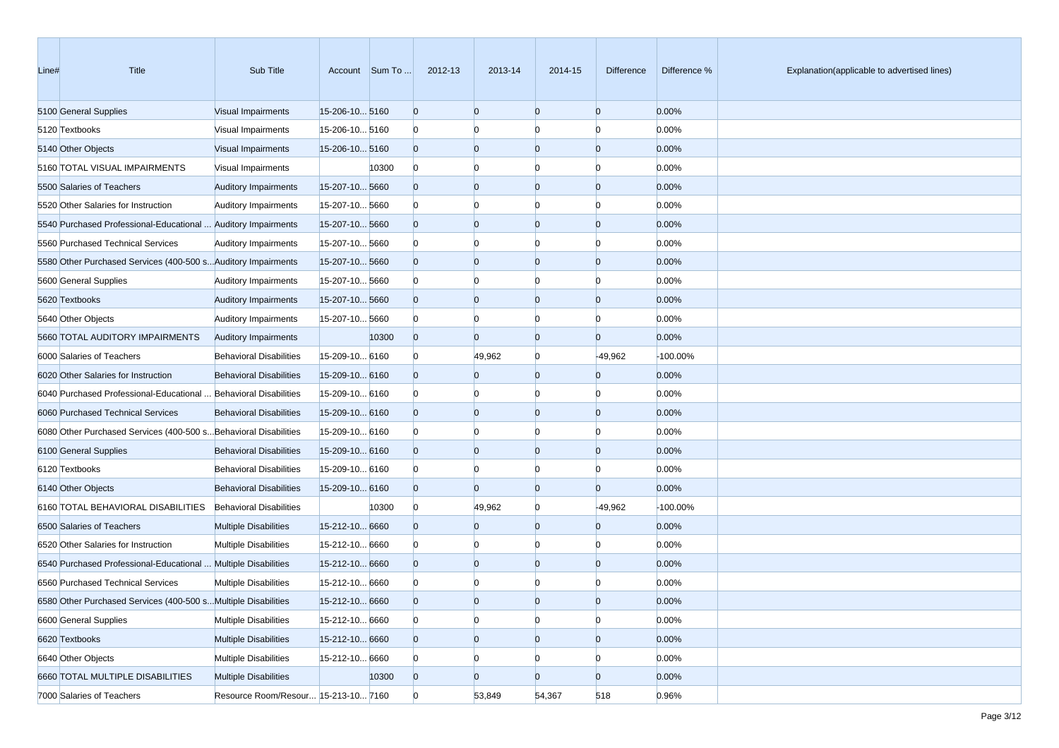| Line# | Title | Sub Title | Account | Sum To ... | 2012-13 | 2013-14 | 2014-15 | Difference | Difference % | Explanation(applicable to advertised lines) |
|---|---|---|---|---|---|---|---|---|---|---|
| 5100 | General Supplies | Visual Impairments | 15-206-10... | 5160 | 0 | 0 | 0 | 0 | 0.00% | |
| 5120 | Textbooks | Visual Impairments | 15-206-10... | 5160 | 0 | 0 | 0 | 0 | 0.00% | |
| 5140 | Other Objects | Visual Impairments | 15-206-10... | 5160 | 0 | 0 | 0 | 0 | 0.00% | |
| 5160 | TOTAL VISUAL IMPAIRMENTS | Visual Impairments | | 10300 | 0 | 0 | 0 | 0 | 0.00% | |
| 5500 | Salaries of Teachers | Auditory Impairments | 15-207-10... | 5660 | 0 | 0 | 0 | 0 | 0.00% | |
| 5520 | Other Salaries for Instruction | Auditory Impairments | 15-207-10... | 5660 | 0 | 0 | 0 | 0 | 0.00% | |
| 5540 | Purchased Professional-Educational ... | Auditory Impairments | 15-207-10... | 5660 | 0 | 0 | 0 | 0 | 0.00% | |
| 5560 | Purchased Technical Services | Auditory Impairments | 15-207-10... | 5660 | 0 | 0 | 0 | 0 | 0.00% | |
| 5580 | Other Purchased Services (400-500 s... | Auditory Impairments | 15-207-10... | 5660 | 0 | 0 | 0 | 0 | 0.00% | |
| 5600 | General Supplies | Auditory Impairments | 15-207-10... | 5660 | 0 | 0 | 0 | 0 | 0.00% | |
| 5620 | Textbooks | Auditory Impairments | 15-207-10... | 5660 | 0 | 0 | 0 | 0 | 0.00% | |
| 5640 | Other Objects | Auditory Impairments | 15-207-10... | 5660 | 0 | 0 | 0 | 0 | 0.00% | |
| 5660 | TOTAL AUDITORY IMPAIRMENTS | Auditory Impairments | | 10300 | 0 | 0 | 0 | 0 | 0.00% | |
| 6000 | Salaries of Teachers | Behavioral Disabilities | 15-209-10... | 6160 | 0 | 49,962 | 0 | -49,962 | -100.00% | |
| 6020 | Other Salaries for Instruction | Behavioral Disabilities | 15-209-10... | 6160 | 0 | 0 | 0 | 0 | 0.00% | |
| 6040 | Purchased Professional-Educational ... | Behavioral Disabilities | 15-209-10... | 6160 | 0 | 0 | 0 | 0 | 0.00% | |
| 6060 | Purchased Technical Services | Behavioral Disabilities | 15-209-10... | 6160 | 0 | 0 | 0 | 0 | 0.00% | |
| 6080 | Other Purchased Services (400-500 s... | Behavioral Disabilities | 15-209-10... | 6160 | 0 | 0 | 0 | 0 | 0.00% | |
| 6100 | General Supplies | Behavioral Disabilities | 15-209-10... | 6160 | 0 | 0 | 0 | 0 | 0.00% | |
| 6120 | Textbooks | Behavioral Disabilities | 15-209-10... | 6160 | 0 | 0 | 0 | 0 | 0.00% | |
| 6140 | Other Objects | Behavioral Disabilities | 15-209-10... | 6160 | 0 | 0 | 0 | 0 | 0.00% | |
| 6160 | TOTAL BEHAVIORAL DISABILITIES | Behavioral Disabilities | | 10300 | 0 | 49,962 | 0 | -49,962 | -100.00% | |
| 6500 | Salaries of Teachers | Multiple Disabilities | 15-212-10... | 6660 | 0 | 0 | 0 | 0 | 0.00% | |
| 6520 | Other Salaries for Instruction | Multiple Disabilities | 15-212-10... | 6660 | 0 | 0 | 0 | 0 | 0.00% | |
| 6540 | Purchased Professional-Educational ... | Multiple Disabilities | 15-212-10... | 6660 | 0 | 0 | 0 | 0 | 0.00% | |
| 6560 | Purchased Technical Services | Multiple Disabilities | 15-212-10... | 6660 | 0 | 0 | 0 | 0 | 0.00% | |
| 6580 | Other Purchased Services (400-500 s... | Multiple Disabilities | 15-212-10... | 6660 | 0 | 0 | 0 | 0 | 0.00% | |
| 6600 | General Supplies | Multiple Disabilities | 15-212-10... | 6660 | 0 | 0 | 0 | 0 | 0.00% | |
| 6620 | Textbooks | Multiple Disabilities | 15-212-10... | 6660 | 0 | 0 | 0 | 0 | 0.00% | |
| 6640 | Other Objects | Multiple Disabilities | 15-212-10... | 6660 | 0 | 0 | 0 | 0 | 0.00% | |
| 6660 | TOTAL MULTIPLE DISABILITIES | Multiple Disabilities | | 10300 | 0 | 0 | 0 | 0 | 0.00% | |
| 7000 | Salaries of Teachers | Resource Room/Resour... | 15-213-10... | 7160 | 0 | 53,849 | 54,367 | 518 | 0.96% | |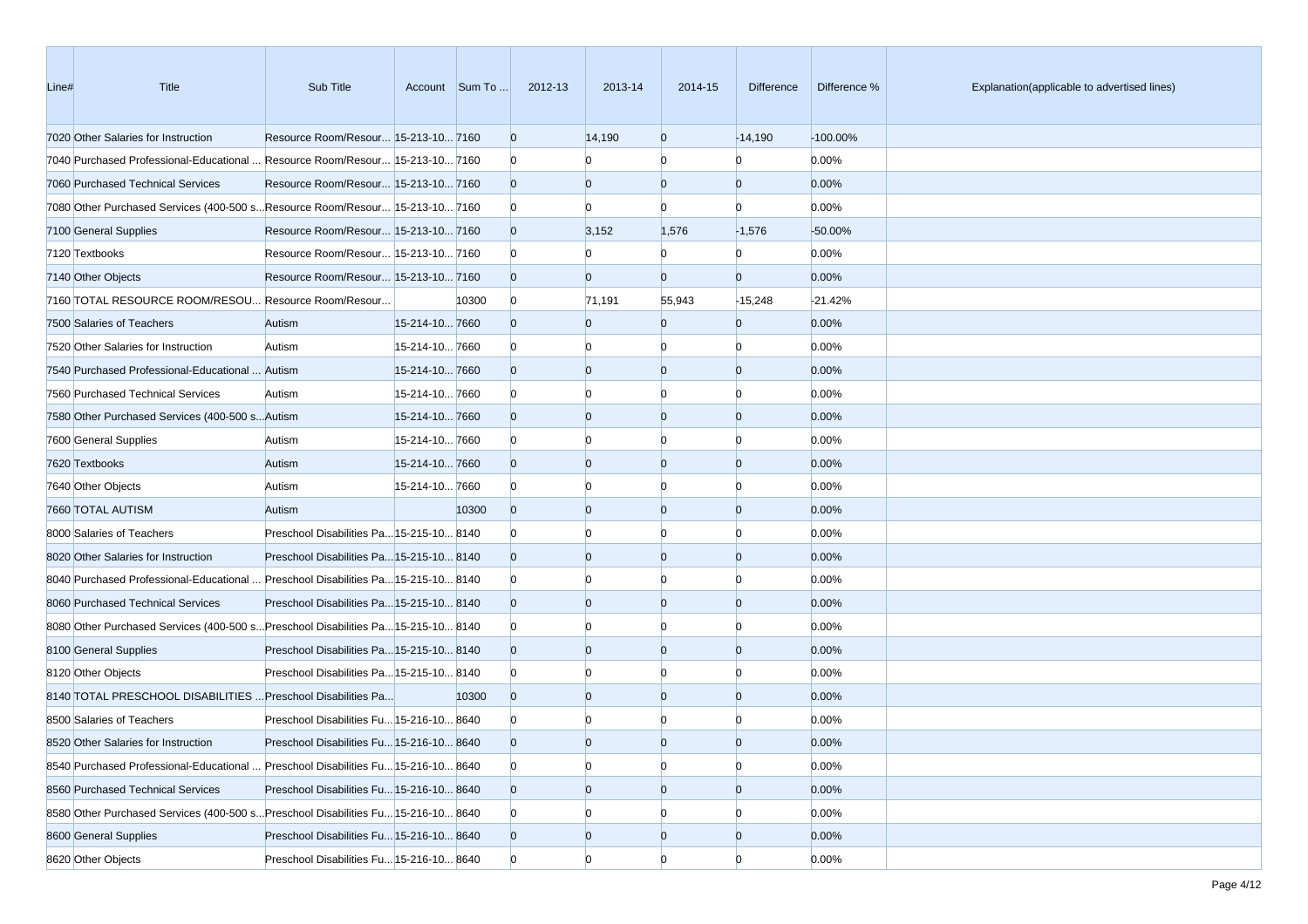| Line# | Title | Sub Title | Account | Sum To ... | 2012-13 | 2013-14 | 2014-15 | Difference | Difference % | Explanation(applicable to advertised lines) |
|---|---|---|---|---|---|---|---|---|---|---|
| 7020 | Other Salaries for Instruction | Resource Room/Resour... | 15-213-10... | 7160 | 0 | 14,190 | 0 | -14,190 | -100.00% | |
| 7040 | Purchased Professional-Educational ... | Resource Room/Resour... | 15-213-10... | 7160 | 0 | 0 | 0 | 0 | 0.00% | |
| 7060 | Purchased Technical Services | Resource Room/Resour... | 15-213-10... | 7160 | 0 | 0 | 0 | 0 | 0.00% | |
| 7080 | Other Purchased Services (400-500 s... | Resource Room/Resour... | 15-213-10... | 7160 | 0 | 0 | 0 | 0 | 0.00% | |
| 7100 | General Supplies | Resource Room/Resour... | 15-213-10... | 7160 | 0 | 3,152 | 1,576 | -1,576 | -50.00% | |
| 7120 | Textbooks | Resource Room/Resour... | 15-213-10... | 7160 | 0 | 0 | 0 | 0 | 0.00% | |
| 7140 | Other Objects | Resource Room/Resour... | 15-213-10... | 7160 | 0 | 0 | 0 | 0 | 0.00% | |
| 7160 | TOTAL RESOURCE ROOM/RESOU... | Resource Room/Resour... | | 10300 | 0 | 71,191 | 55,943 | -15,248 | -21.42% | |
| 7500 | Salaries of Teachers | Autism | 15-214-10... | 7660 | 0 | 0 | 0 | 0 | 0.00% | |
| 7520 | Other Salaries for Instruction | Autism | 15-214-10... | 7660 | 0 | 0 | 0 | 0 | 0.00% | |
| 7540 | Purchased Professional-Educational ... | Autism | 15-214-10... | 7660 | 0 | 0 | 0 | 0 | 0.00% | |
| 7560 | Purchased Technical Services | Autism | 15-214-10... | 7660 | 0 | 0 | 0 | 0 | 0.00% | |
| 7580 | Other Purchased Services (400-500 s... | Autism | 15-214-10... | 7660 | 0 | 0 | 0 | 0 | 0.00% | |
| 7600 | General Supplies | Autism | 15-214-10... | 7660 | 0 | 0 | 0 | 0 | 0.00% | |
| 7620 | Textbooks | Autism | 15-214-10... | 7660 | 0 | 0 | 0 | 0 | 0.00% | |
| 7640 | Other Objects | Autism | 15-214-10... | 7660 | 0 | 0 | 0 | 0 | 0.00% | |
| 7660 | TOTAL AUTISM | Autism | | 10300 | 0 | 0 | 0 | 0 | 0.00% | |
| 8000 | Salaries of Teachers | Preschool Disabilities Pa... | 15-215-10... | 8140 | 0 | 0 | 0 | 0 | 0.00% | |
| 8020 | Other Salaries for Instruction | Preschool Disabilities Pa... | 15-215-10... | 8140 | 0 | 0 | 0 | 0 | 0.00% | |
| 8040 | Purchased Professional-Educational ... | Preschool Disabilities Pa... | 15-215-10... | 8140 | 0 | 0 | 0 | 0 | 0.00% | |
| 8060 | Purchased Technical Services | Preschool Disabilities Pa... | 15-215-10... | 8140 | 0 | 0 | 0 | 0 | 0.00% | |
| 8080 | Other Purchased Services (400-500 s... | Preschool Disabilities Pa... | 15-215-10... | 8140 | 0 | 0 | 0 | 0 | 0.00% | |
| 8100 | General Supplies | Preschool Disabilities Pa... | 15-215-10... | 8140 | 0 | 0 | 0 | 0 | 0.00% | |
| 8120 | Other Objects | Preschool Disabilities Pa... | 15-215-10... | 8140 | 0 | 0 | 0 | 0 | 0.00% | |
| 8140 | TOTAL PRESCHOOL DISABILITIES ... | Preschool Disabilities Pa... | | 10300 | 0 | 0 | 0 | 0 | 0.00% | |
| 8500 | Salaries of Teachers | Preschool Disabilities Fu... | 15-216-10... | 8640 | 0 | 0 | 0 | 0 | 0.00% | |
| 8520 | Other Salaries for Instruction | Preschool Disabilities Fu... | 15-216-10... | 8640 | 0 | 0 | 0 | 0 | 0.00% | |
| 8540 | Purchased Professional-Educational ... | Preschool Disabilities Fu... | 15-216-10... | 8640 | 0 | 0 | 0 | 0 | 0.00% | |
| 8560 | Purchased Technical Services | Preschool Disabilities Fu... | 15-216-10... | 8640 | 0 | 0 | 0 | 0 | 0.00% | |
| 8580 | Other Purchased Services (400-500 s... | Preschool Disabilities Fu... | 15-216-10... | 8640 | 0 | 0 | 0 | 0 | 0.00% | |
| 8600 | General Supplies | Preschool Disabilities Fu... | 15-216-10... | 8640 | 0 | 0 | 0 | 0 | 0.00% | |
| 8620 | Other Objects | Preschool Disabilities Fu... | 15-216-10... | 8640 | 0 | 0 | 0 | 0 | 0.00% | |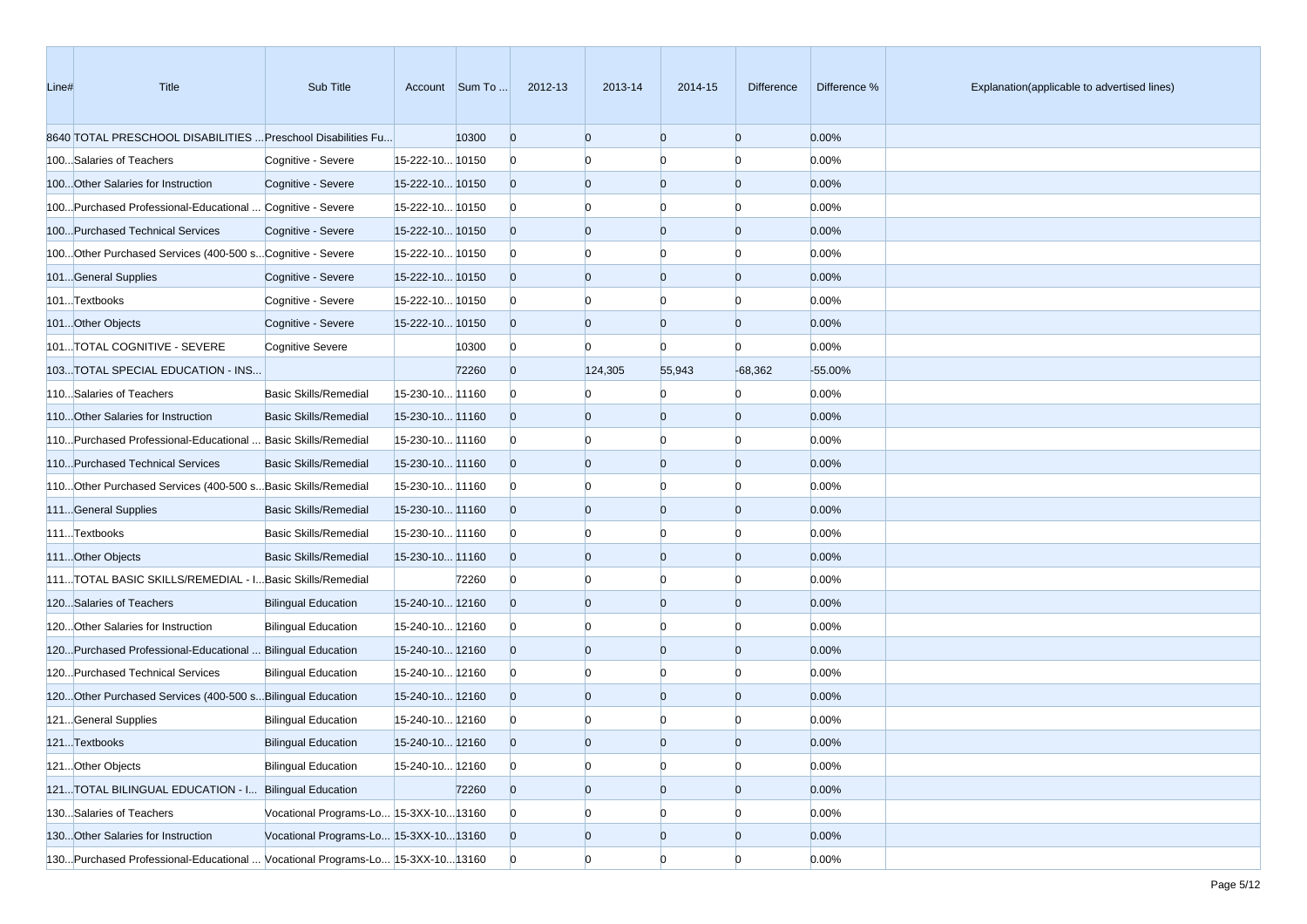| Line# | Title | Sub Title | Account | Sum To ... | 2012-13 | 2013-14 | 2014-15 | Difference | Difference % | Explanation(applicable to advertised lines) |
|---|---|---|---|---|---|---|---|---|---|---|
| 8640 | TOTAL PRESCHOOL DISABILITIES ... | Preschool Disabilities Fu... | | 10300 | 0 | 0 | 0 | 0 | 0.00% | |
| 100... | Salaries of Teachers | Cognitive - Severe | 15-222-10... | 10150 | 0 | 0 | 0 | 0 | 0.00% | |
| 100... | Other Salaries for Instruction | Cognitive - Severe | 15-222-10... | 10150 | 0 | 0 | 0 | 0 | 0.00% | |
| 100... | Purchased Professional-Educational ... | Cognitive - Severe | 15-222-10... | 10150 | 0 | 0 | 0 | 0 | 0.00% | |
| 100... | Purchased Technical Services | Cognitive - Severe | 15-222-10... | 10150 | 0 | 0 | 0 | 0 | 0.00% | |
| 100... | Other Purchased Services (400-500 s... | Cognitive - Severe | 15-222-10... | 10150 | 0 | 0 | 0 | 0 | 0.00% | |
| 101... | General Supplies | Cognitive - Severe | 15-222-10... | 10150 | 0 | 0 | 0 | 0 | 0.00% | |
| 101... | Textbooks | Cognitive - Severe | 15-222-10... | 10150 | 0 | 0 | 0 | 0 | 0.00% | |
| 101... | Other Objects | Cognitive - Severe | 15-222-10... | 10150 | 0 | 0 | 0 | 0 | 0.00% | |
| 101... | TOTAL COGNITIVE - SEVERE | Cognitive Severe | | 10300 | 0 | 0 | 0 | 0 | 0.00% | |
| 103... | TOTAL SPECIAL EDUCATION - INS... | | | 72260 | 0 | 124,305 | 55,943 | -68,362 | -55.00% | |
| 110... | Salaries of Teachers | Basic Skills/Remedial | 15-230-10... | 11160 | 0 | 0 | 0 | 0 | 0.00% | |
| 110... | Other Salaries for Instruction | Basic Skills/Remedial | 15-230-10... | 11160 | 0 | 0 | 0 | 0 | 0.00% | |
| 110... | Purchased Professional-Educational ... | Basic Skills/Remedial | 15-230-10... | 11160 | 0 | 0 | 0 | 0 | 0.00% | |
| 110... | Purchased Technical Services | Basic Skills/Remedial | 15-230-10... | 11160 | 0 | 0 | 0 | 0 | 0.00% | |
| 110... | Other Purchased Services (400-500 s... | Basic Skills/Remedial | 15-230-10... | 11160 | 0 | 0 | 0 | 0 | 0.00% | |
| 111... | General Supplies | Basic Skills/Remedial | 15-230-10... | 11160 | 0 | 0 | 0 | 0 | 0.00% | |
| 111... | Textbooks | Basic Skills/Remedial | 15-230-10... | 11160 | 0 | 0 | 0 | 0 | 0.00% | |
| 111... | Other Objects | Basic Skills/Remedial | 15-230-10... | 11160 | 0 | 0 | 0 | 0 | 0.00% | |
| 111... | TOTAL BASIC SKILLS/REMEDIAL - I... | Basic Skills/Remedial | | 72260 | 0 | 0 | 0 | 0 | 0.00% | |
| 120... | Salaries of Teachers | Bilingual Education | 15-240-10... | 12160 | 0 | 0 | 0 | 0 | 0.00% | |
| 120... | Other Salaries for Instruction | Bilingual Education | 15-240-10... | 12160 | 0 | 0 | 0 | 0 | 0.00% | |
| 120... | Purchased Professional-Educational ... | Bilingual Education | 15-240-10... | 12160 | 0 | 0 | 0 | 0 | 0.00% | |
| 120... | Purchased Technical Services | Bilingual Education | 15-240-10... | 12160 | 0 | 0 | 0 | 0 | 0.00% | |
| 120... | Other Purchased Services (400-500 s... | Bilingual Education | 15-240-10... | 12160 | 0 | 0 | 0 | 0 | 0.00% | |
| 121... | General Supplies | Bilingual Education | 15-240-10... | 12160 | 0 | 0 | 0 | 0 | 0.00% | |
| 121... | Textbooks | Bilingual Education | 15-240-10... | 12160 | 0 | 0 | 0 | 0 | 0.00% | |
| 121... | Other Objects | Bilingual Education | 15-240-10... | 12160 | 0 | 0 | 0 | 0 | 0.00% | |
| 121... | TOTAL BILINGUAL EDUCATION - I... | Bilingual Education | | 72260 | 0 | 0 | 0 | 0 | 0.00% | |
| 130... | Salaries of Teachers | Vocational Programs-Lo... | 15-3XX-10... | 13160 | 0 | 0 | 0 | 0 | 0.00% | |
| 130... | Other Salaries for Instruction | Vocational Programs-Lo... | 15-3XX-10... | 13160 | 0 | 0 | 0 | 0 | 0.00% | |
| 130... | Purchased Professional-Educational ... | Vocational Programs-Lo... | 15-3XX-10... | 13160 | 0 | 0 | 0 | 0 | 0.00% | |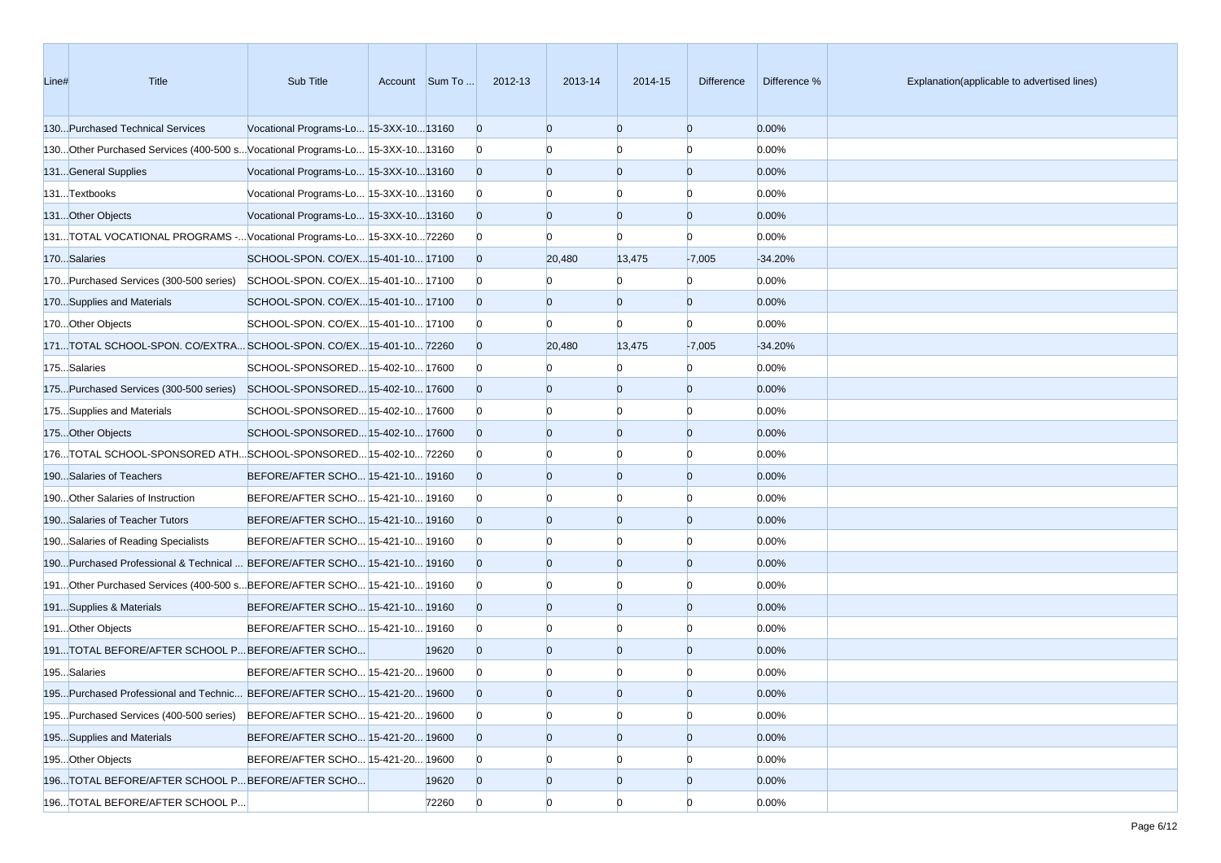| Line# | Title | Sub Title | Account | Sum To ... | 2012-13 | 2013-14 | 2014-15 | Difference | Difference % | Explanation(applicable to advertised lines) |
|---|---|---|---|---|---|---|---|---|---|---|
| 130... | Purchased Technical Services | Vocational Programs-Lo... | 15-3XX-10... | 13160 | 0 | 0 | 0 | 0 | 0.00% | |
| 130... | Other Purchased Services (400-500 s... | Vocational Programs-Lo... | 15-3XX-10... | 13160 | 0 | 0 | 0 | 0 | 0.00% | |
| 131... | General Supplies | Vocational Programs-Lo... | 15-3XX-10... | 13160 | 0 | 0 | 0 | 0 | 0.00% | |
| 131... | Textbooks | Vocational Programs-Lo... | 15-3XX-10... | 13160 | 0 | 0 | 0 | 0 | 0.00% | |
| 131... | Other Objects | Vocational Programs-Lo... | 15-3XX-10... | 13160 | 0 | 0 | 0 | 0 | 0.00% | |
| 131... | TOTAL VOCATIONAL PROGRAMS -... | Vocational Programs-Lo... | 15-3XX-10... | 72260 | 0 | 0 | 0 | 0 | 0.00% | |
| 170... | Salaries | SCHOOL-SPON. CO/EX... | 15-401-10... | 17100 | 0 | 20,480 | 13,475 | -7,005 | -34.20% | |
| 170... | Purchased Services (300-500 series) | SCHOOL-SPON. CO/EX... | 15-401-10... | 17100 | 0 | 0 | 0 | 0 | 0.00% | |
| 170... | Supplies and Materials | SCHOOL-SPON. CO/EX... | 15-401-10... | 17100 | 0 | 0 | 0 | 0 | 0.00% | |
| 170... | Other Objects | SCHOOL-SPON. CO/EX... | 15-401-10... | 17100 | 0 | 0 | 0 | 0 | 0.00% | |
| 171... | TOTAL SCHOOL-SPON. CO/EXTRA... | SCHOOL-SPON. CO/EX... | 15-401-10... | 72260 | 0 | 20,480 | 13,475 | -7,005 | -34.20% | |
| 175... | Salaries | SCHOOL-SPONSORED... | 15-402-10... | 17600 | 0 | 0 | 0 | 0 | 0.00% | |
| 175... | Purchased Services (300-500 series) | SCHOOL-SPONSORED... | 15-402-10... | 17600 | 0 | 0 | 0 | 0 | 0.00% | |
| 175... | Supplies and Materials | SCHOOL-SPONSORED... | 15-402-10... | 17600 | 0 | 0 | 0 | 0 | 0.00% | |
| 175... | Other Objects | SCHOOL-SPONSORED... | 15-402-10... | 17600 | 0 | 0 | 0 | 0 | 0.00% | |
| 176... | TOTAL SCHOOL-SPONSORED ATH... | SCHOOL-SPONSORED... | 15-402-10... | 72260 | 0 | 0 | 0 | 0 | 0.00% | |
| 190... | Salaries of Teachers | BEFORE/AFTER SCHO... | 15-421-10... | 19160 | 0 | 0 | 0 | 0 | 0.00% | |
| 190... | Other Salaries of Instruction | BEFORE/AFTER SCHO... | 15-421-10... | 19160 | 0 | 0 | 0 | 0 | 0.00% | |
| 190... | Salaries of Teacher Tutors | BEFORE/AFTER SCHO... | 15-421-10... | 19160 | 0 | 0 | 0 | 0 | 0.00% | |
| 190... | Salaries of Reading Specialists | BEFORE/AFTER SCHO... | 15-421-10... | 19160 | 0 | 0 | 0 | 0 | 0.00% | |
| 190... | Purchased Professional & Technical ... | BEFORE/AFTER SCHO... | 15-421-10... | 19160 | 0 | 0 | 0 | 0 | 0.00% | |
| 191... | Other Purchased Services (400-500 s... | BEFORE/AFTER SCHO... | 15-421-10... | 19160 | 0 | 0 | 0 | 0 | 0.00% | |
| 191... | Supplies & Materials | BEFORE/AFTER SCHO... | 15-421-10... | 19160 | 0 | 0 | 0 | 0 | 0.00% | |
| 191... | Other Objects | BEFORE/AFTER SCHO... | 15-421-10... | 19160 | 0 | 0 | 0 | 0 | 0.00% | |
| 191... | TOTAL BEFORE/AFTER SCHOOL P... | BEFORE/AFTER SCHO... | | 19620 | 0 | 0 | 0 | 0 | 0.00% | |
| 195... | Salaries | BEFORE/AFTER SCHO... | 15-421-20... | 19600 | 0 | 0 | 0 | 0 | 0.00% | |
| 195... | Purchased Professional and Technic... | BEFORE/AFTER SCHO... | 15-421-20... | 19600 | 0 | 0 | 0 | 0 | 0.00% | |
| 195... | Purchased Services (400-500 series) | BEFORE/AFTER SCHO... | 15-421-20... | 19600 | 0 | 0 | 0 | 0 | 0.00% | |
| 195... | Supplies and Materials | BEFORE/AFTER SCHO... | 15-421-20... | 19600 | 0 | 0 | 0 | 0 | 0.00% | |
| 195... | Other Objects | BEFORE/AFTER SCHO... | 15-421-20... | 19600 | 0 | 0 | 0 | 0 | 0.00% | |
| 196... | TOTAL BEFORE/AFTER SCHOOL P... | BEFORE/AFTER SCHO... | | 19620 | 0 | 0 | 0 | 0 | 0.00% | |
| 196... | TOTAL BEFORE/AFTER SCHOOL P... | | | 72260 | 0 | 0 | 0 | 0 | 0.00% | |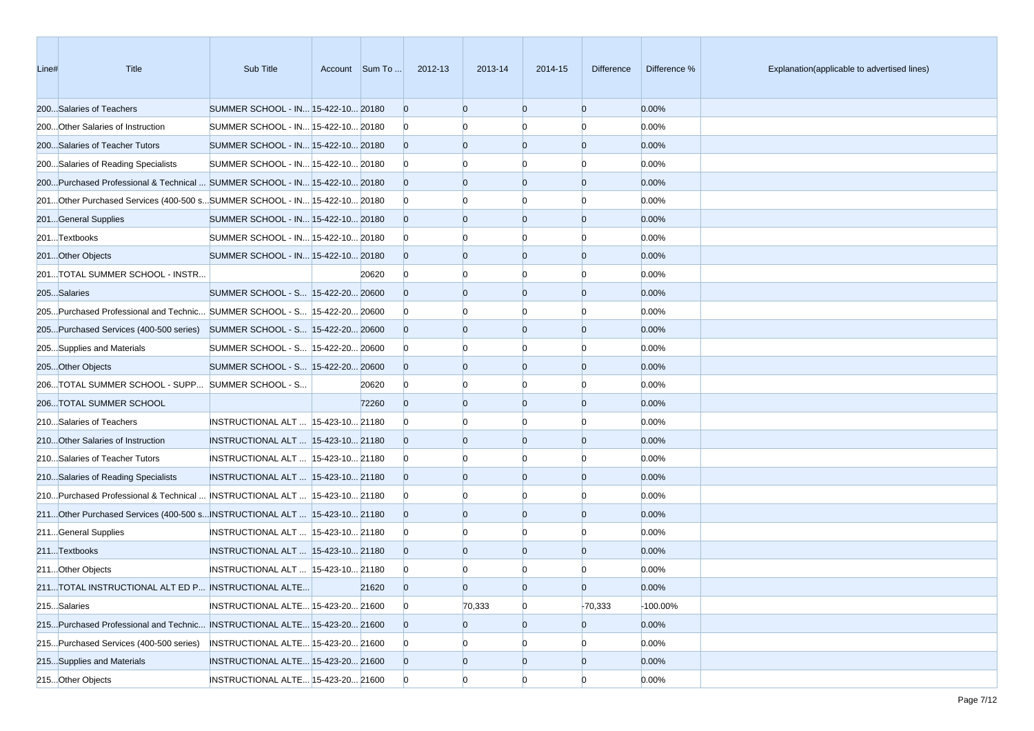| Line# | Title | Sub Title | Account | Sum To ... | 2012-13 | 2013-14 | 2014-15 | Difference | Difference % | Explanation(applicable to advertised lines) |
|---|---|---|---|---|---|---|---|---|---|---|
| 200... | Salaries of Teachers | SUMMER SCHOOL - IN... | 15-422-10... | 20180 | 0 | 0 | 0 | 0 | 0.00% | |
| 200... | Other Salaries of Instruction | SUMMER SCHOOL - IN... | 15-422-10... | 20180 | 0 | 0 | 0 | 0 | 0.00% | |
| 200... | Salaries of Teacher Tutors | SUMMER SCHOOL - IN... | 15-422-10... | 20180 | 0 | 0 | 0 | 0 | 0.00% | |
| 200... | Salaries of Reading Specialists | SUMMER SCHOOL - IN... | 15-422-10... | 20180 | 0 | 0 | 0 | 0 | 0.00% | |
| 200... | Purchased Professional & Technical ... | SUMMER SCHOOL - IN... | 15-422-10... | 20180 | 0 | 0 | 0 | 0 | 0.00% | |
| 201... | Other Purchased Services (400-500 s... | SUMMER SCHOOL - IN... | 15-422-10... | 20180 | 0 | 0 | 0 | 0 | 0.00% | |
| 201... | General Supplies | SUMMER SCHOOL - IN... | 15-422-10... | 20180 | 0 | 0 | 0 | 0 | 0.00% | |
| 201... | Textbooks | SUMMER SCHOOL - IN... | 15-422-10... | 20180 | 0 | 0 | 0 | 0 | 0.00% | |
| 201... | Other Objects | SUMMER SCHOOL - IN... | 15-422-10... | 20180 | 0 | 0 | 0 | 0 | 0.00% | |
| 201... | TOTAL SUMMER SCHOOL - INSTR... | | | 20620 | 0 | 0 | 0 | 0 | 0.00% | |
| 205... | Salaries | SUMMER SCHOOL - S... | 15-422-20... | 20600 | 0 | 0 | 0 | 0 | 0.00% | |
| 205... | Purchased Professional and Technic... | SUMMER SCHOOL - S... | 15-422-20... | 20600 | 0 | 0 | 0 | 0 | 0.00% | |
| 205... | Purchased Services (400-500 series) | SUMMER SCHOOL - S... | 15-422-20... | 20600 | 0 | 0 | 0 | 0 | 0.00% | |
| 205... | Supplies and Materials | SUMMER SCHOOL - S... | 15-422-20... | 20600 | 0 | 0 | 0 | 0 | 0.00% | |
| 205... | Other Objects | SUMMER SCHOOL - S... | 15-422-20... | 20600 | 0 | 0 | 0 | 0 | 0.00% | |
| 206... | TOTAL SUMMER SCHOOL - SUPP... | SUMMER SCHOOL - S... | | 20620 | 0 | 0 | 0 | 0 | 0.00% | |
| 206... | TOTAL SUMMER SCHOOL | | | 72260 | 0 | 0 | 0 | 0 | 0.00% | |
| 210... | Salaries of Teachers | INSTRUCTIONAL ALT ... | 15-423-10... | 21180 | 0 | 0 | 0 | 0 | 0.00% | |
| 210... | Other Salaries of Instruction | INSTRUCTIONAL ALT ... | 15-423-10... | 21180 | 0 | 0 | 0 | 0 | 0.00% | |
| 210... | Salaries of Teacher Tutors | INSTRUCTIONAL ALT ... | 15-423-10... | 21180 | 0 | 0 | 0 | 0 | 0.00% | |
| 210... | Salaries of Reading Specialists | INSTRUCTIONAL ALT ... | 15-423-10... | 21180 | 0 | 0 | 0 | 0 | 0.00% | |
| 210... | Purchased Professional & Technical ... | INSTRUCTIONAL ALT ... | 15-423-10... | 21180 | 0 | 0 | 0 | 0 | 0.00% | |
| 211... | Other Purchased Services (400-500 s... | INSTRUCTIONAL ALT ... | 15-423-10... | 21180 | 0 | 0 | 0 | 0 | 0.00% | |
| 211... | General Supplies | INSTRUCTIONAL ALT ... | 15-423-10... | 21180 | 0 | 0 | 0 | 0 | 0.00% | |
| 211... | Textbooks | INSTRUCTIONAL ALT ... | 15-423-10... | 21180 | 0 | 0 | 0 | 0 | 0.00% | |
| 211... | Other Objects | INSTRUCTIONAL ALT ... | 15-423-10... | 21180 | 0 | 0 | 0 | 0 | 0.00% | |
| 211... | TOTAL INSTRUCTIONAL ALT ED P... | INSTRUCTIONAL ALTE... | | 21620 | 0 | 0 | 0 | 0 | 0.00% | |
| 215... | Salaries | INSTRUCTIONAL ALTE... | 15-423-20... | 21600 | 0 | 70,333 | 0 | -70,333 | -100.00% | |
| 215... | Purchased Professional and Technic... | INSTRUCTIONAL ALTE... | 15-423-20... | 21600 | 0 | 0 | 0 | 0 | 0.00% | |
| 215... | Purchased Services (400-500 series) | INSTRUCTIONAL ALTE... | 15-423-20... | 21600 | 0 | 0 | 0 | 0 | 0.00% | |
| 215... | Supplies and Materials | INSTRUCTIONAL ALTE... | 15-423-20... | 21600 | 0 | 0 | 0 | 0 | 0.00% | |
| 215... | Other Objects | INSTRUCTIONAL ALTE... | 15-423-20... | 21600 | 0 | 0 | 0 | 0 | 0.00% | |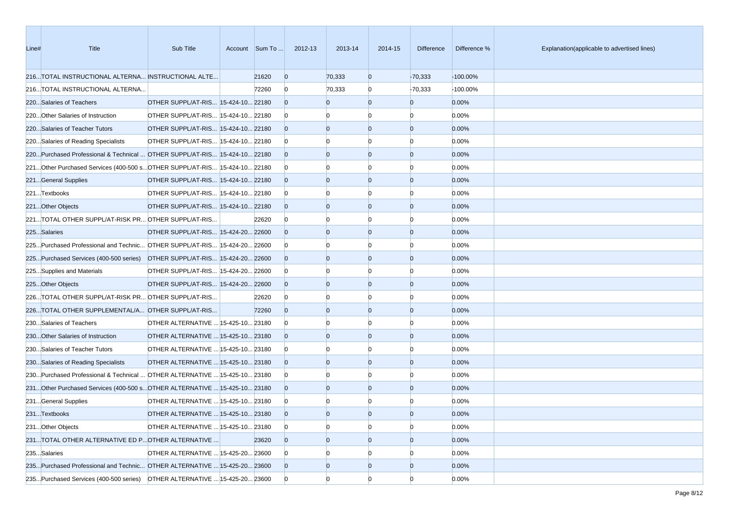| Line# | Title | Sub Title | Account | Sum To ... | 2012-13 | 2013-14 | 2014-15 | Difference | Difference % | Explanation(applicable to advertised lines) |
|---|---|---|---|---|---|---|---|---|---|---|
| 216... | TOTAL INSTRUCTIONAL ALTERNA... | INSTRUCTIONAL ALTE... | | 21620 | 0 | 70,333 | 0 | -70,333 | -100.00% | |
| 216... | TOTAL INSTRUCTIONAL ALTERNA... | | | 72260 | 0 | 70,333 | 0 | -70,333 | -100.00% | |
| 220... | Salaries of Teachers | OTHER SUPPL/AT-RIS... | 15-424-10... | 22180 | 0 | 0 | 0 | 0 | 0.00% | |
| 220... | Other Salaries of Instruction | OTHER SUPPL/AT-RIS... | 15-424-10... | 22180 | 0 | 0 | 0 | 0 | 0.00% | |
| 220... | Salaries of Teacher Tutors | OTHER SUPPL/AT-RIS... | 15-424-10... | 22180 | 0 | 0 | 0 | 0 | 0.00% | |
| 220... | Salaries of Reading Specialists | OTHER SUPPL/AT-RIS... | 15-424-10... | 22180 | 0 | 0 | 0 | 0 | 0.00% | |
| 220... | Purchased Professional & Technical ... | OTHER SUPPL/AT-RIS... | 15-424-10... | 22180 | 0 | 0 | 0 | 0 | 0.00% | |
| 221... | Other Purchased Services (400-500 s... | OTHER SUPPL/AT-RIS... | 15-424-10... | 22180 | 0 | 0 | 0 | 0 | 0.00% | |
| 221... | General Supplies | OTHER SUPPL/AT-RIS... | 15-424-10... | 22180 | 0 | 0 | 0 | 0 | 0.00% | |
| 221... | Textbooks | OTHER SUPPL/AT-RIS... | 15-424-10... | 22180 | 0 | 0 | 0 | 0 | 0.00% | |
| 221... | Other Objects | OTHER SUPPL/AT-RIS... | 15-424-10... | 22180 | 0 | 0 | 0 | 0 | 0.00% | |
| 221... | TOTAL OTHER SUPPL/AT-RISK PR... | OTHER SUPPL/AT-RIS... | | 22620 | 0 | 0 | 0 | 0 | 0.00% | |
| 225... | Salaries | OTHER SUPPL/AT-RIS... | 15-424-20... | 22600 | 0 | 0 | 0 | 0 | 0.00% | |
| 225... | Purchased Professional and Technic... | OTHER SUPPL/AT-RIS... | 15-424-20... | 22600 | 0 | 0 | 0 | 0 | 0.00% | |
| 225... | Purchased Services (400-500 series) | OTHER SUPPL/AT-RIS... | 15-424-20... | 22600 | 0 | 0 | 0 | 0 | 0.00% | |
| 225... | Supplies and Materials | OTHER SUPPL/AT-RIS... | 15-424-20... | 22600 | 0 | 0 | 0 | 0 | 0.00% | |
| 225... | Other Objects | OTHER SUPPL/AT-RIS... | 15-424-20... | 22600 | 0 | 0 | 0 | 0 | 0.00% | |
| 226... | TOTAL OTHER SUPPL/AT-RISK PR... | OTHER SUPPL/AT-RIS... | | 22620 | 0 | 0 | 0 | 0 | 0.00% | |
| 226... | TOTAL OTHER SUPPLEMENTAL/A... | OTHER SUPPL/AT-RIS... | | 72260 | 0 | 0 | 0 | 0 | 0.00% | |
| 230... | Salaries of Teachers | OTHER ALTERNATIVE ... | 15-425-10... | 23180 | 0 | 0 | 0 | 0 | 0.00% | |
| 230... | Other Salaries of Instruction | OTHER ALTERNATIVE ... | 15-425-10... | 23180 | 0 | 0 | 0 | 0 | 0.00% | |
| 230... | Salaries of Teacher Tutors | OTHER ALTERNATIVE ... | 15-425-10... | 23180 | 0 | 0 | 0 | 0 | 0.00% | |
| 230... | Salaries of Reading Specialists | OTHER ALTERNATIVE ... | 15-425-10... | 23180 | 0 | 0 | 0 | 0 | 0.00% | |
| 230... | Purchased Professional & Technical ... | OTHER ALTERNATIVE ... | 15-425-10... | 23180 | 0 | 0 | 0 | 0 | 0.00% | |
| 231... | Other Purchased Services (400-500 s... | OTHER ALTERNATIVE ... | 15-425-10... | 23180 | 0 | 0 | 0 | 0 | 0.00% | |
| 231... | General Supplies | OTHER ALTERNATIVE ... | 15-425-10... | 23180 | 0 | 0 | 0 | 0 | 0.00% | |
| 231... | Textbooks | OTHER ALTERNATIVE ... | 15-425-10... | 23180 | 0 | 0 | 0 | 0 | 0.00% | |
| 231... | Other Objects | OTHER ALTERNATIVE ... | 15-425-10... | 23180 | 0 | 0 | 0 | 0 | 0.00% | |
| 231... | TOTAL OTHER ALTERNATIVE ED P... | OTHER ALTERNATIVE ... | | 23620 | 0 | 0 | 0 | 0 | 0.00% | |
| 235... | Salaries | OTHER ALTERNATIVE ... | 15-425-20... | 23600 | 0 | 0 | 0 | 0 | 0.00% | |
| 235... | Purchased Professional and Technic... | OTHER ALTERNATIVE ... | 15-425-20... | 23600 | 0 | 0 | 0 | 0 | 0.00% | |
| 235... | Purchased Services (400-500 series) | OTHER ALTERNATIVE ... | 15-425-20... | 23600 | 0 | 0 | 0 | 0 | 0.00% | |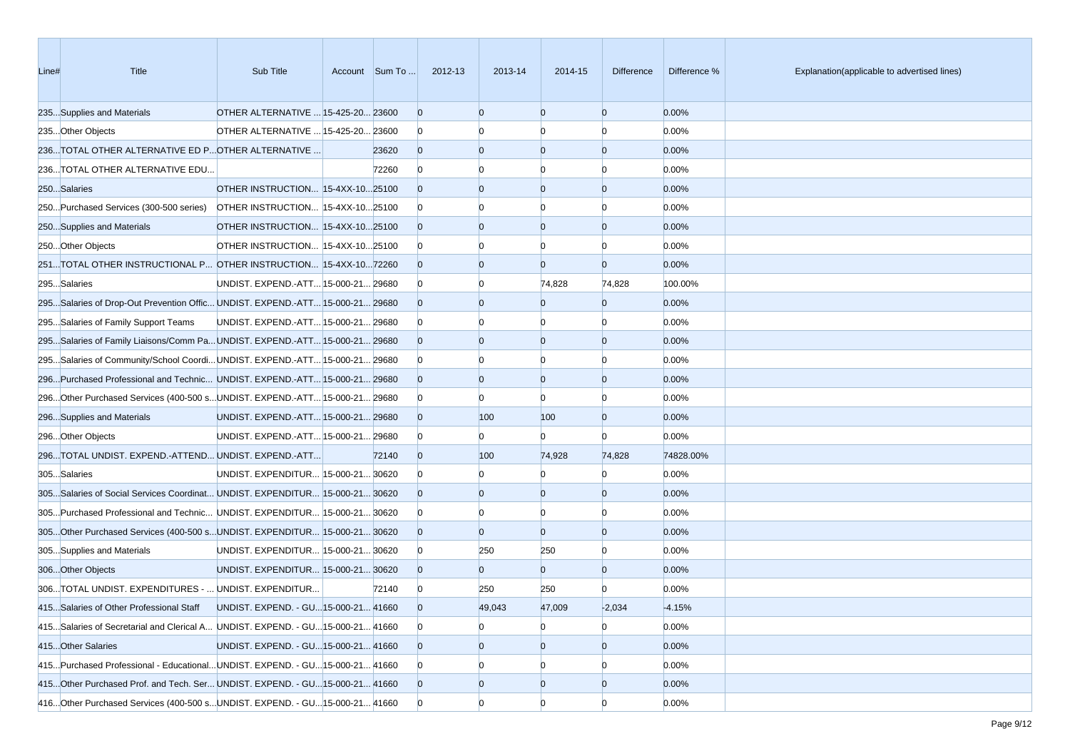| Line# | Title | Sub Title | Account | Sum To ... | 2012-13 | 2013-14 | 2014-15 | Difference | Difference % | Explanation(applicable to advertised lines) |
|---|---|---|---|---|---|---|---|---|---|---|
| 235... | Supplies and Materials | OTHER ALTERNATIVE ... | 15-425-20... | 23600 | 0 | 0 | 0 | 0 | 0.00% | |
| 235... | Other Objects | OTHER ALTERNATIVE ... | 15-425-20... | 23600 | 0 | 0 | 0 | 0 | 0.00% | |
| 236... | TOTAL OTHER ALTERNATIVE ED P... | OTHER ALTERNATIVE ... | | 23620 | 0 | 0 | 0 | 0 | 0.00% | |
| 236... | TOTAL OTHER ALTERNATIVE EDU... | | | 72260 | 0 | 0 | 0 | 0 | 0.00% | |
| 250... | Salaries | OTHER INSTRUCTION... | 15-4XX-10... | 25100 | 0 | 0 | 0 | 0 | 0.00% | |
| 250... | Purchased Services (300-500 series) | OTHER INSTRUCTION... | 15-4XX-10... | 25100 | 0 | 0 | 0 | 0 | 0.00% | |
| 250... | Supplies and Materials | OTHER INSTRUCTION... | 15-4XX-10... | 25100 | 0 | 0 | 0 | 0 | 0.00% | |
| 250... | Other Objects | OTHER INSTRUCTION... | 15-4XX-10... | 25100 | 0 | 0 | 0 | 0 | 0.00% | |
| 251... | TOTAL OTHER INSTRUCTIONAL P... | OTHER INSTRUCTION... | 15-4XX-10... | 72260 | 0 | 0 | 0 | 0 | 0.00% | |
| 295... | Salaries | UNDIST. EXPEND.-ATT... | 15-000-21... | 29680 | 0 | 0 | 74,828 | 74,828 | 100.00% | |
| 295... | Salaries of Drop-Out Prevention Offic... | UNDIST. EXPEND.-ATT... | 15-000-21... | 29680 | 0 | 0 | 0 | 0 | 0.00% | |
| 295... | Salaries of Family Support Teams | UNDIST. EXPEND.-ATT... | 15-000-21... | 29680 | 0 | 0 | 0 | 0 | 0.00% | |
| 295... | Salaries of Family Liaisons/Comm Pa... | UNDIST. EXPEND.-ATT... | 15-000-21... | 29680 | 0 | 0 | 0 | 0 | 0.00% | |
| 295... | Salaries of Community/School Coordi... | UNDIST. EXPEND.-ATT... | 15-000-21... | 29680 | 0 | 0 | 0 | 0 | 0.00% | |
| 296... | Purchased Professional and Technic... | UNDIST. EXPEND.-ATT... | 15-000-21... | 29680 | 0 | 0 | 0 | 0 | 0.00% | |
| 296... | Other Purchased Services (400-500 s... | UNDIST. EXPEND.-ATT... | 15-000-21... | 29680 | 0 | 0 | 0 | 0 | 0.00% | |
| 296... | Supplies and Materials | UNDIST. EXPEND.-ATT... | 15-000-21... | 29680 | 0 | 100 | 100 | 0 | 0.00% | |
| 296... | Other Objects | UNDIST. EXPEND.-ATT... | 15-000-21... | 29680 | 0 | 0 | 0 | 0 | 0.00% | |
| 296... | TOTAL UNDIST. EXPEND.-ATTEND... | UNDIST. EXPEND.-ATT... | | 72140 | 0 | 100 | 74,928 | 74,828 | 74828.00% | |
| 305... | Salaries | UNDIST. EXPENDITUR... | 15-000-21... | 30620 | 0 | 0 | 0 | 0 | 0.00% | |
| 305... | Salaries of Social Services Coordinat... | UNDIST. EXPENDITUR... | 15-000-21... | 30620 | 0 | 0 | 0 | 0 | 0.00% | |
| 305... | Purchased Professional and Technic... | UNDIST. EXPENDITUR... | 15-000-21... | 30620 | 0 | 0 | 0 | 0 | 0.00% | |
| 305... | Other Purchased Services (400-500 s... | UNDIST. EXPENDITUR... | 15-000-21... | 30620 | 0 | 0 | 0 | 0 | 0.00% | |
| 305... | Supplies and Materials | UNDIST. EXPENDITUR... | 15-000-21... | 30620 | 0 | 250 | 250 | 0 | 0.00% | |
| 306... | Other Objects | UNDIST. EXPENDITUR... | 15-000-21... | 30620 | 0 | 0 | 0 | 0 | 0.00% | |
| 306... | TOTAL UNDIST. EXPENDITURES - ... | UNDIST. EXPENDITUR... | | 72140 | 0 | 250 | 250 | 0 | 0.00% | |
| 415... | Salaries of Other Professional Staff | UNDIST. EXPEND. - GU... | 15-000-21... | 41660 | 0 | 49,043 | 47,009 | -2,034 | -4.15% | |
| 415... | Salaries of Secretarial and Clerical A... | UNDIST. EXPEND. - GU... | 15-000-21... | 41660 | 0 | 0 | 0 | 0 | 0.00% | |
| 415... | Other Salaries | UNDIST. EXPEND. - GU... | 15-000-21... | 41660 | 0 | 0 | 0 | 0 | 0.00% | |
| 415... | Purchased Professional - Educational... | UNDIST. EXPEND. - GU... | 15-000-21... | 41660 | 0 | 0 | 0 | 0 | 0.00% | |
| 415... | Other Purchased Prof. and Tech. Ser... | UNDIST. EXPEND. - GU... | 15-000-21... | 41660 | 0 | 0 | 0 | 0 | 0.00% | |
| 416... | Other Purchased Services (400-500 s... | UNDIST. EXPEND. - GU... | 15-000-21... | 41660 | 0 | 0 | 0 | 0 | 0.00% | |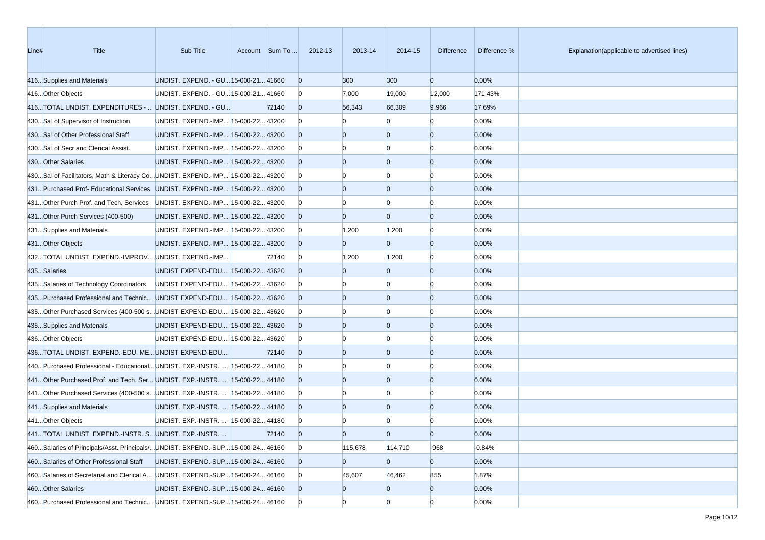| Line# | Title | Sub Title | Account | Sum To ... | 2012-13 | 2013-14 | 2014-15 | Difference | Difference % | Explanation(applicable to advertised lines) |
|---|---|---|---|---|---|---|---|---|---|---|
| 416... | Supplies and Materials | UNDIST. EXPEND. - GU... | 15-000-21... | 41660 | 0 | 300 | 300 | 0 | 0.00% | |
| 416... | Other Objects | UNDIST. EXPEND. - GU... | 15-000-21... | 41660 | 0 | 7,000 | 19,000 | 12,000 | 171.43% | |
| 416... | TOTAL UNDIST. EXPENDITURES - ... | UNDIST. EXPEND. - GU... | | 72140 | 0 | 56,343 | 66,309 | 9,966 | 17.69% | |
| 430... | Sal of Supervisor of Instruction | UNDIST. EXPEND.-IMP... | 15-000-22... | 43200 | 0 | 0 | 0 | 0 | 0.00% | |
| 430... | Sal of Other Professional Staff | UNDIST. EXPEND.-IMP... | 15-000-22... | 43200 | 0 | 0 | 0 | 0 | 0.00% | |
| 430... | Sal of Secr and Clerical Assist. | UNDIST. EXPEND.-IMP... | 15-000-22... | 43200 | 0 | 0 | 0 | 0 | 0.00% | |
| 430... | Other Salaries | UNDIST. EXPEND.-IMP... | 15-000-22... | 43200 | 0 | 0 | 0 | 0 | 0.00% | |
| 430... | Sal of Facilitators, Math & Literacy Co... | UNDIST. EXPEND.-IMP... | 15-000-22... | 43200 | 0 | 0 | 0 | 0 | 0.00% | |
| 431... | Purchased Prof- Educational Services | UNDIST. EXPEND.-IMP... | 15-000-22... | 43200 | 0 | 0 | 0 | 0 | 0.00% | |
| 431... | Other Purch Prof. and Tech. Services | UNDIST. EXPEND.-IMP... | 15-000-22... | 43200 | 0 | 0 | 0 | 0 | 0.00% | |
| 431... | Other Purch Services (400-500) | UNDIST. EXPEND.-IMP... | 15-000-22... | 43200 | 0 | 0 | 0 | 0 | 0.00% | |
| 431... | Supplies and Materials | UNDIST. EXPEND.-IMP... | 15-000-22... | 43200 | 0 | 1,200 | 1,200 | 0 | 0.00% | |
| 431... | Other Objects | UNDIST. EXPEND.-IMP... | 15-000-22... | 43200 | 0 | 0 | 0 | 0 | 0.00% | |
| 432... | TOTAL UNDIST. EXPEND.-IMPROV.... | UNDIST. EXPEND.-IMP... | | 72140 | 0 | 1,200 | 1,200 | 0 | 0.00% | |
| 435... | Salaries | UNDIST EXPEND-EDU.... | 15-000-22... | 43620 | 0 | 0 | 0 | 0 | 0.00% | |
| 435... | Salaries of Technology Coordinators | UNDIST EXPEND-EDU.... | 15-000-22... | 43620 | 0 | 0 | 0 | 0 | 0.00% | |
| 435... | Purchased Professional and Technic... | UNDIST EXPEND-EDU.... | 15-000-22... | 43620 | 0 | 0 | 0 | 0 | 0.00% | |
| 435... | Other Purchased Services (400-500 s... | UNDIST EXPEND-EDU.... | 15-000-22... | 43620 | 0 | 0 | 0 | 0 | 0.00% | |
| 435... | Supplies and Materials | UNDIST EXPEND-EDU.... | 15-000-22... | 43620 | 0 | 0 | 0 | 0 | 0.00% | |
| 436... | Other Objects | UNDIST EXPEND-EDU.... | 15-000-22... | 43620 | 0 | 0 | 0 | 0 | 0.00% | |
| 436... | TOTAL UNDIST. EXPEND.-EDU. ME... | UNDIST EXPEND-EDU.... | | 72140 | 0 | 0 | 0 | 0 | 0.00% | |
| 440... | Purchased Professional - Educational... | UNDIST. EXP.-INSTR. ... | 15-000-22... | 44180 | 0 | 0 | 0 | 0 | 0.00% | |
| 441... | Other Purchased Prof. and Tech. Ser... | UNDIST. EXP.-INSTR. ... | 15-000-22... | 44180 | 0 | 0 | 0 | 0 | 0.00% | |
| 441... | Other Purchased Services (400-500 s... | UNDIST. EXP.-INSTR. ... | 15-000-22... | 44180 | 0 | 0 | 0 | 0 | 0.00% | |
| 441... | Supplies and Materials | UNDIST. EXP.-INSTR. ... | 15-000-22... | 44180 | 0 | 0 | 0 | 0 | 0.00% | |
| 441... | Other Objects | UNDIST. EXP.-INSTR. ... | 15-000-22... | 44180 | 0 | 0 | 0 | 0 | 0.00% | |
| 441... | TOTAL UNDIST. EXPEND.-INSTR. S... | UNDIST. EXP.-INSTR. ... | | 72140 | 0 | 0 | 0 | 0 | 0.00% | |
| 460... | Salaries of Principals/Asst. Principals/... | UNDIST. EXPEND.-SUP... | 15-000-24... | 46160 | 0 | 115,678 | 114,710 | -968 | -0.84% | |
| 460... | Salaries of Other Professional Staff | UNDIST. EXPEND.-SUP... | 15-000-24... | 46160 | 0 | 0 | 0 | 0 | 0.00% | |
| 460... | Salaries of Secretarial and Clerical A... | UNDIST. EXPEND.-SUP... | 15-000-24... | 46160 | 0 | 45,607 | 46,462 | 855 | 1.87% | |
| 460... | Other Salaries | UNDIST. EXPEND.-SUP... | 15-000-24... | 46160 | 0 | 0 | 0 | 0 | 0.00% | |
| 460... | Purchased Professional and Technic... | UNDIST. EXPEND.-SUP... | 15-000-24... | 46160 | 0 | 0 | 0 | 0 | 0.00% | |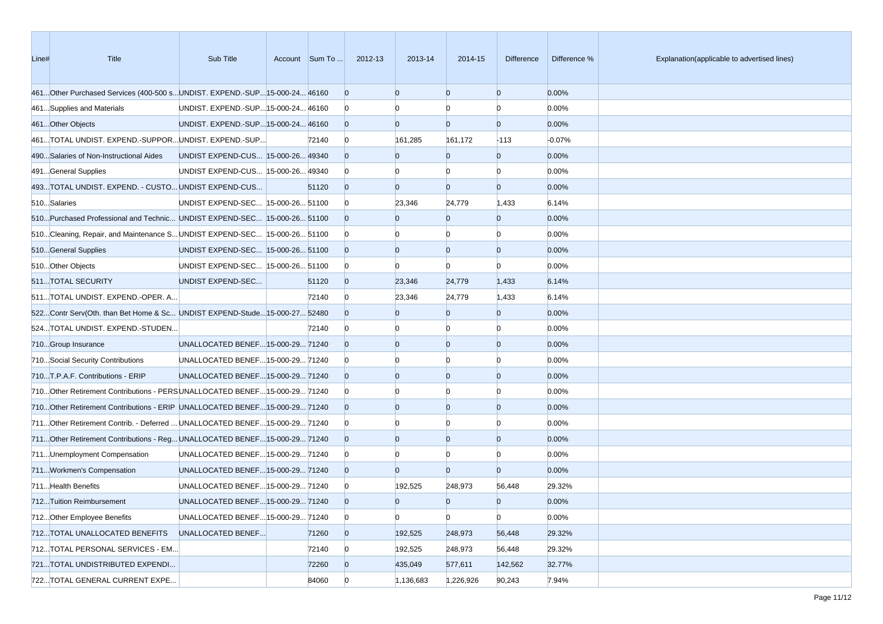| Line# | Title | Sub Title | Account | Sum To ... | 2012-13 | 2013-14 | 2014-15 | Difference | Difference % | Explanation(applicable to advertised lines) |
|---|---|---|---|---|---|---|---|---|---|---|
| 461... | Other Purchased Services (400-500 s... | UNDIST. EXPEND.-SUP... | 15-000-24... | 46160 | 0 | 0 | 0 | 0 | 0.00% | |
| 461... | Supplies and Materials | UNDIST. EXPEND.-SUP... | 15-000-24... | 46160 | 0 | 0 | 0 | 0 | 0.00% | |
| 461... | Other Objects | UNDIST. EXPEND.-SUP... | 15-000-24... | 46160 | 0 | 0 | 0 | 0 | 0.00% | |
| 461... | TOTAL UNDIST. EXPEND.-SUPPOR... | UNDIST. EXPEND.-SUP... | | 72140 | 0 | 161,285 | 161,172 | -113 | -0.07% | |
| 490... | Salaries of Non-Instructional Aides | UNDIST EXPEND-CUS... | 15-000-26... | 49340 | 0 | 0 | 0 | 0 | 0.00% | |
| 491... | General Supplies | UNDIST EXPEND-CUS... | 15-000-26... | 49340 | 0 | 0 | 0 | 0 | 0.00% | |
| 493... | TOTAL UNDIST. EXPEND. - CUSTO... | UNDIST EXPEND-CUS... | | 51120 | 0 | 0 | 0 | 0 | 0.00% | |
| 510... | Salaries | UNDIST EXPEND-SEC... | 15-000-26... | 51100 | 0 | 23,346 | 24,779 | 1,433 | 6.14% | |
| 510... | Purchased Professional and Technic... | UNDIST EXPEND-SEC... | 15-000-26... | 51100 | 0 | 0 | 0 | 0 | 0.00% | |
| 510... | Cleaning, Repair, and Maintenance S... | UNDIST EXPEND-SEC... | 15-000-26... | 51100 | 0 | 0 | 0 | 0 | 0.00% | |
| 510... | General Supplies | UNDIST EXPEND-SEC... | 15-000-26... | 51100 | 0 | 0 | 0 | 0 | 0.00% | |
| 510... | Other Objects | UNDIST EXPEND-SEC... | 15-000-26... | 51100 | 0 | 0 | 0 | 0 | 0.00% | |
| 511... | TOTAL SECURITY | UNDIST EXPEND-SEC... | | 51120 | 0 | 23,346 | 24,779 | 1,433 | 6.14% | |
| 511... | TOTAL UNDIST. EXPEND.-OPER. A... | | | 72140 | 0 | 23,346 | 24,779 | 1,433 | 6.14% | |
| 522... | Contr Serv(Oth. than Bet Home & Sc... | UNDIST EXPEND-Stude... | 15-000-27... | 52480 | 0 | 0 | 0 | 0 | 0.00% | |
| 524... | TOTAL UNDIST. EXPEND.-STUDEN... | | | 72140 | 0 | 0 | 0 | 0 | 0.00% | |
| 710... | Group Insurance | UNALLOCATED BENEF... | 15-000-29... | 71240 | 0 | 0 | 0 | 0 | 0.00% | |
| 710... | Social Security Contributions | UNALLOCATED BENEF... | 15-000-29... | 71240 | 0 | 0 | 0 | 0 | 0.00% | |
| 710... | T.P.A.F. Contributions - ERIP | UNALLOCATED BENEF... | 15-000-29... | 71240 | 0 | 0 | 0 | 0 | 0.00% | |
| 710... | Other Retirement Contributions - PERS | UNALLOCATED BENEF... | 15-000-29... | 71240 | 0 | 0 | 0 | 0 | 0.00% | |
| 710... | Other Retirement Contributions - ERIP | UNALLOCATED BENEF... | 15-000-29... | 71240 | 0 | 0 | 0 | 0 | 0.00% | |
| 711... | Other Retirement Contrib. - Deferred ... | UNALLOCATED BENEF... | 15-000-29... | 71240 | 0 | 0 | 0 | 0 | 0.00% | |
| 711... | Other Retirement Contributions - Reg... | UNALLOCATED BENEF... | 15-000-29... | 71240 | 0 | 0 | 0 | 0 | 0.00% | |
| 711... | Unemployment Compensation | UNALLOCATED BENEF... | 15-000-29... | 71240 | 0 | 0 | 0 | 0 | 0.00% | |
| 711... | Workmen's Compensation | UNALLOCATED BENEF... | 15-000-29... | 71240 | 0 | 0 | 0 | 0 | 0.00% | |
| 711... | Health Benefits | UNALLOCATED BENEF... | 15-000-29... | 71240 | 0 | 192,525 | 248,973 | 56,448 | 29.32% | |
| 712... | Tuition Reimbursement | UNALLOCATED BENEF... | 15-000-29... | 71240 | 0 | 0 | 0 | 0 | 0.00% | |
| 712... | Other Employee Benefits | UNALLOCATED BENEF... | 15-000-29... | 71240 | 0 | 0 | 0 | 0 | 0.00% | |
| 712... | TOTAL UNALLOCATED BENEFITS | UNALLOCATED BENEF... | | 71260 | 0 | 192,525 | 248,973 | 56,448 | 29.32% | |
| 712... | TOTAL PERSONAL SERVICES - EM... | | | 72140 | 0 | 192,525 | 248,973 | 56,448 | 29.32% | |
| 721... | TOTAL UNDISTRIBUTED EXPENDI... | | | 72260 | 0 | 435,049 | 577,611 | 142,562 | 32.77% | |
| 722... | TOTAL GENERAL CURRENT EXPE... | | | 84060 | 0 | 1,136,683 | 1,226,926 | 90,243 | 7.94% | |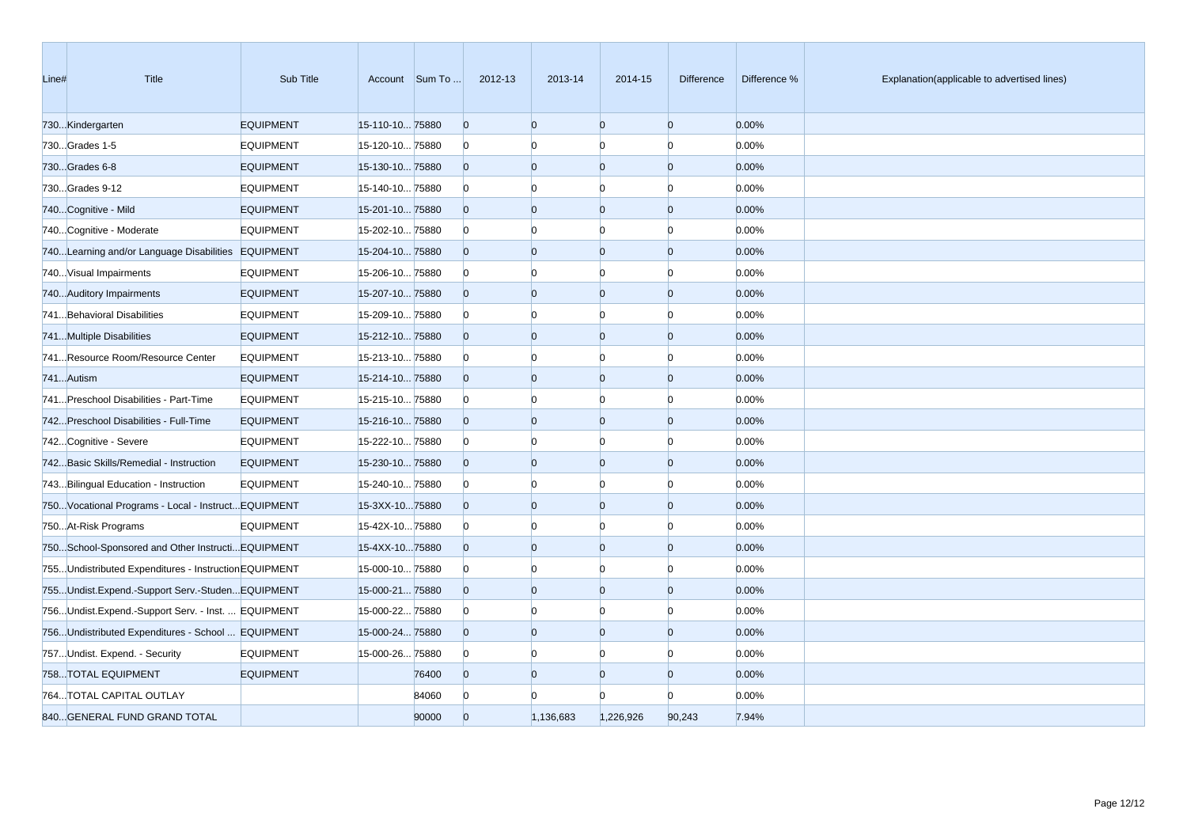| Line# | Title | Sub Title | Account | Sum To ... | 2012-13 | 2013-14 | 2014-15 | Difference | Difference % | Explanation(applicable to advertised lines) |
|---|---|---|---|---|---|---|---|---|---|---|
| 730... | Kindergarten | EQUIPMENT | 15-110-10... | 75880 | 0 | 0 | 0 | 0 | 0.00% | |
| 730... | Grades 1-5 | EQUIPMENT | 15-120-10... | 75880 | 0 | 0 | 0 | 0 | 0.00% | |
| 730... | Grades 6-8 | EQUIPMENT | 15-130-10... | 75880 | 0 | 0 | 0 | 0 | 0.00% | |
| 730... | Grades 9-12 | EQUIPMENT | 15-140-10... | 75880 | 0 | 0 | 0 | 0 | 0.00% | |
| 740... | Cognitive - Mild | EQUIPMENT | 15-201-10... | 75880 | 0 | 0 | 0 | 0 | 0.00% | |
| 740... | Cognitive - Moderate | EQUIPMENT | 15-202-10... | 75880 | 0 | 0 | 0 | 0 | 0.00% | |
| 740... | Learning and/or Language Disabilities | EQUIPMENT | 15-204-10... | 75880 | 0 | 0 | 0 | 0 | 0.00% | |
| 740... | Visual Impairments | EQUIPMENT | 15-206-10... | 75880 | 0 | 0 | 0 | 0 | 0.00% | |
| 740... | Auditory Impairments | EQUIPMENT | 15-207-10... | 75880 | 0 | 0 | 0 | 0 | 0.00% | |
| 741... | Behavioral Disabilities | EQUIPMENT | 15-209-10... | 75880 | 0 | 0 | 0 | 0 | 0.00% | |
| 741... | Multiple Disabilities | EQUIPMENT | 15-212-10... | 75880 | 0 | 0 | 0 | 0 | 0.00% | |
| 741... | Resource Room/Resource Center | EQUIPMENT | 15-213-10... | 75880 | 0 | 0 | 0 | 0 | 0.00% | |
| 741... | Autism | EQUIPMENT | 15-214-10... | 75880 | 0 | 0 | 0 | 0 | 0.00% | |
| 741... | Preschool Disabilities - Part-Time | EQUIPMENT | 15-215-10... | 75880 | 0 | 0 | 0 | 0 | 0.00% | |
| 742... | Preschool Disabilities - Full-Time | EQUIPMENT | 15-216-10... | 75880 | 0 | 0 | 0 | 0 | 0.00% | |
| 742... | Cognitive - Severe | EQUIPMENT | 15-222-10... | 75880 | 0 | 0 | 0 | 0 | 0.00% | |
| 742... | Basic Skills/Remedial - Instruction | EQUIPMENT | 15-230-10... | 75880 | 0 | 0 | 0 | 0 | 0.00% | |
| 743... | Bilingual Education - Instruction | EQUIPMENT | 15-240-10... | 75880 | 0 | 0 | 0 | 0 | 0.00% | |
| 750... | Vocational Programs - Local - Instruct... | EQUIPMENT | 15-3XX-10... | 75880 | 0 | 0 | 0 | 0 | 0.00% | |
| 750... | At-Risk Programs | EQUIPMENT | 15-42X-10... | 75880 | 0 | 0 | 0 | 0 | 0.00% | |
| 750... | School-Sponsored and Other Instructi... | EQUIPMENT | 15-4XX-10... | 75880 | 0 | 0 | 0 | 0 | 0.00% | |
| 755... | Undistributed Expenditures - Instruction | EQUIPMENT | 15-000-10... | 75880 | 0 | 0 | 0 | 0 | 0.00% | |
| 755... | Undist.Expend.-Support Serv.-Studen... | EQUIPMENT | 15-000-21... | 75880 | 0 | 0 | 0 | 0 | 0.00% | |
| 756... | Undist.Expend.-Support Serv. - Inst. ... | EQUIPMENT | 15-000-22... | 75880 | 0 | 0 | 0 | 0 | 0.00% | |
| 756... | Undistributed Expenditures - School ... | EQUIPMENT | 15-000-24... | 75880 | 0 | 0 | 0 | 0 | 0.00% | |
| 757... | Undist. Expend. - Security | EQUIPMENT | 15-000-26... | 75880 | 0 | 0 | 0 | 0 | 0.00% | |
| 758... | TOTAL EQUIPMENT | EQUIPMENT | | 76400 | 0 | 0 | 0 | 0 | 0.00% | |
| 764... | TOTAL CAPITAL OUTLAY | | | 84060 | 0 | 0 | 0 | 0 | 0.00% | |
| 840... | GENERAL FUND GRAND TOTAL | | | 90000 | 0 | 1,136,683 | 1,226,926 | 90,243 | 7.94% | |